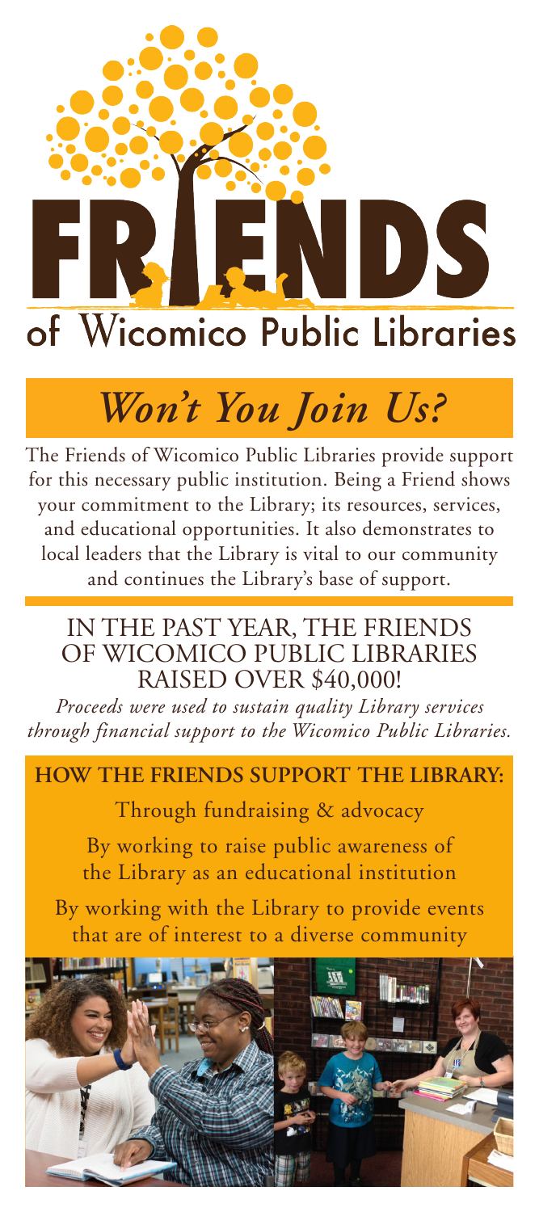# FRIENDS of Wicomico Public Libraries

## *Won't You Join Us?*

The Friends of Wicomico Public Libraries provide support for this necessary public institution. Being a Friend shows your commitment to the Library; its resources, services, and educational opportunities. It also demonstrates to local leaders that the Library is vital to our community and continues the Library's base of support.

## IN THE PAST YEAR, THE FRIENDS OF WICOMICO PUBLIC LIBRARIES RAISED OVER $40,000!

*Proceeds were used to sustain quality Library services through financial support to the Wicomico Public Libraries.*

### HOW THE FRIENDS SUPPORT THE LIBRARY:

Through fundraising & advocacy

By working to raise public awareness of the Library as an educational institution

By working with the Library to provide events that are of interest to a diverse community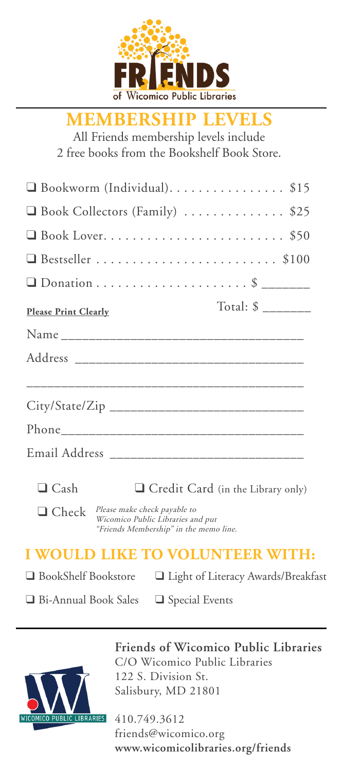FRIENDS of Wicomico Public Libraries

## MEMBERSHIP LEVELS

All Friends membership levels include 2 free books from the Bookshelf Book Store.

- ❑ Bookworm (Individual). . . . . . . . . . . . . . . . $15
- ❑ Book Collectors (Family) . . . . . . . . . . . . . . $25
- ❑ Book Lover. . . . . . . . . . . . . . . . . . . . . . . . . $50
- ❑ Bestseller . . . . . . . . . . . . . . . . . . . . . . . . . $100
- ❑ Donation . . . . . . . . . . . . . . . . . . . . . $ _______

**Please Print Clearly** Total: $ _______

Name ___________________________________

Address ________________________________

________________________________________

City/State/Zip __________________________

Phone___________________________________

Email Address ___________________________

❑ Cash ❑ Credit Card (in the Library only)

❑ Check *Please make check payable to Wicomico Public Libraries and put "Friends Membership" in the memo line.*

## I WOULD LIKE TO VOLUNTEER WITH:

❑ BookShelf Bookstore ❑ Light of Literacy Awards/Breakfast

❑ Bi-Annual Book Sales ❑ Special Events

WICOMICO PUBLIC LIBRARIES

**Friends of Wicomico Public Libraries**
C/O Wicomico Public Libraries
122 S. Division St.
Salisbury, MD 21801

410.749.3612
friends@wicomico.org
**www.wicomicolibraries.org/friends**